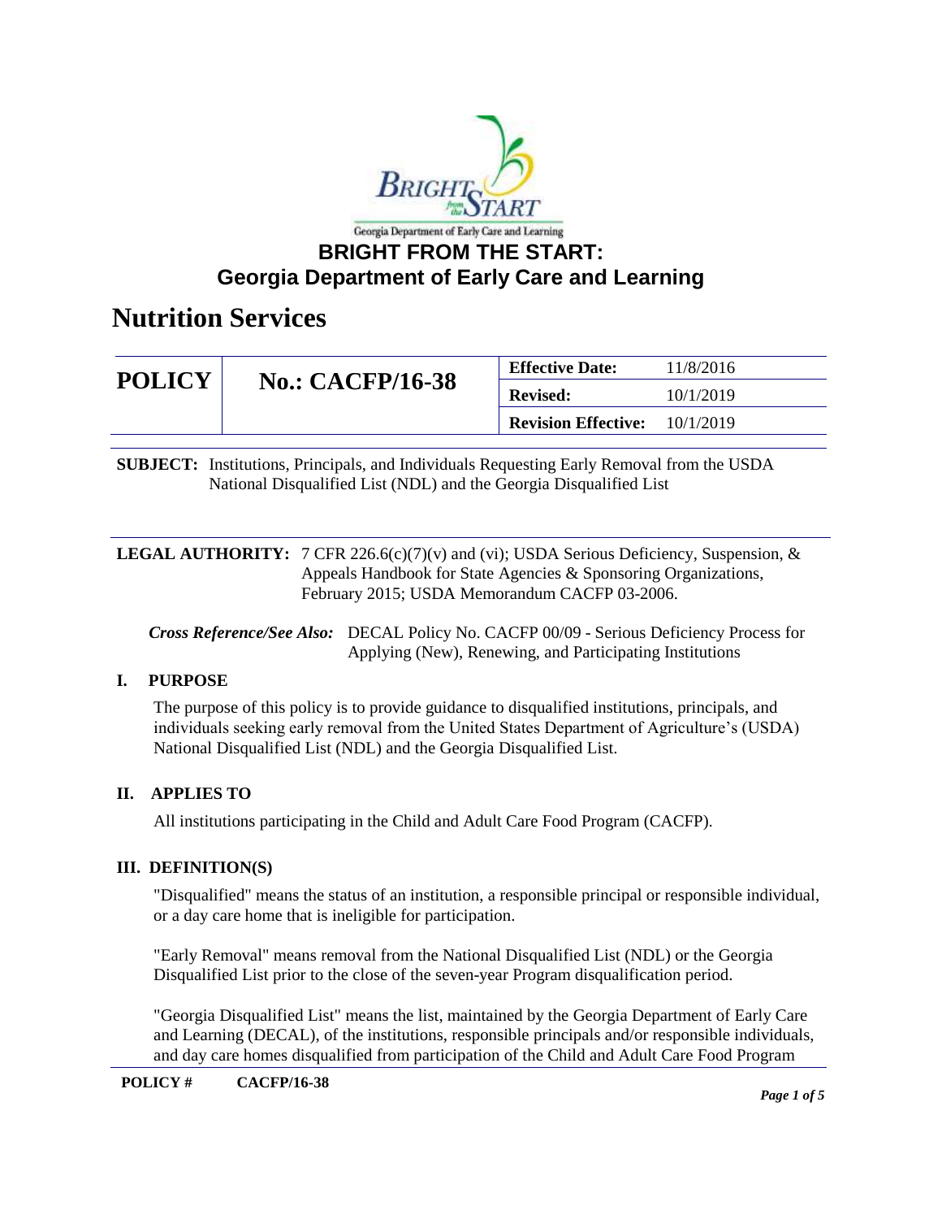Georgia Department of Early Care and Learning

# BRIGHT FROM THE START: Georgia Department of Early Care and Learning

# Nutrition Services

| POLICY | No.: CACFP/16-38 | Effective Date: | 11/8/2016 |
|---|---|---|---|
| | | Revised: | 10/1/2019 |
| | | Revision Effective: | 10/1/2019 |

**SUBJECT:** Institutions, Principals, and Individuals Requesting Early Removal from the USDA National Disqualified List (NDL) and the Georgia Disqualified List

**LEGAL AUTHORITY:** 7 CFR 226.6(c)(7)(v) and (vi); USDA Serious Deficiency, Suspension, & Appeals Handbook for State Agencies & Sponsoring Organizations, February 2015; USDA Memorandum CACFP 03-2006.

***Cross Reference/See Also:*** DECAL Policy No. CACFP 00/09 - Serious Deficiency Process for Applying (New), Renewing, and Participating Institutions

## I. PURPOSE

The purpose of this policy is to provide guidance to disqualified institutions, principals, and individuals seeking early removal from the United States Department of Agriculture's (USDA) National Disqualified List (NDL) and the Georgia Disqualified List.

## II. APPLIES TO

All institutions participating in the Child and Adult Care Food Program (CACFP).

## III. DEFINITION(S)

"Disqualified" means the status of an institution, a responsible principal or responsible individual, or a day care home that is ineligible for participation.

"Early Removal" means removal from the National Disqualified List (NDL) or the Georgia Disqualified List prior to the close of the seven-year Program disqualification period.

"Georgia Disqualified List" means the list, maintained by the Georgia Department of Early Care and Learning (DECAL), of the institutions, responsible principals and/or responsible individuals, and day care homes disqualified from participation of the Child and Adult Care Food Program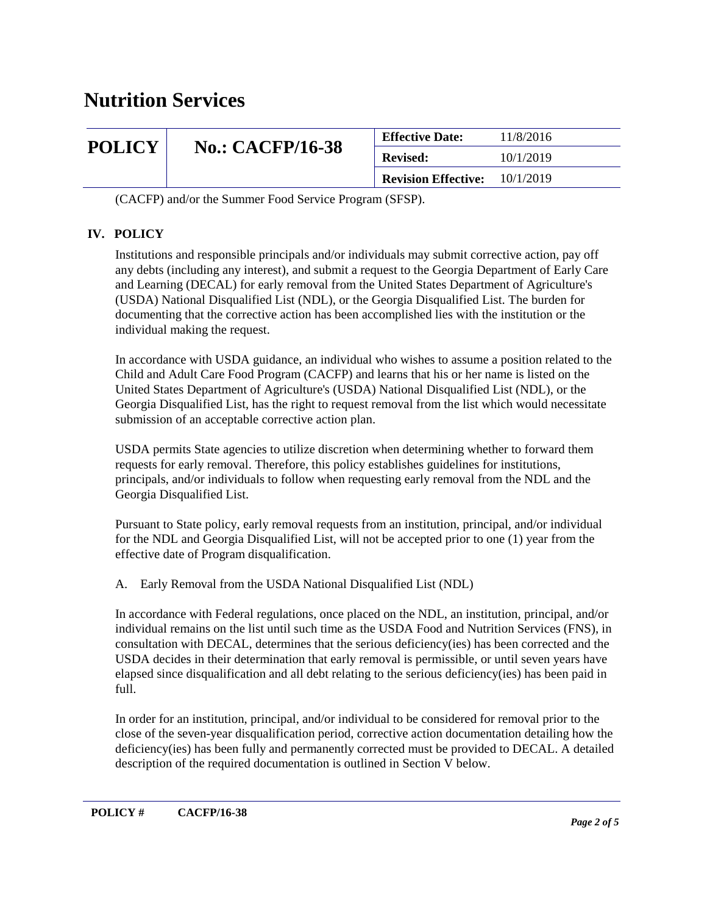(CACFP) and/or the Summer Food Service Program (SFSP).

## IV. POLICY

Institutions and responsible principals and/or individuals may submit corrective action, pay off any debts (including any interest), and submit a request to the Georgia Department of Early Care and Learning (DECAL) for early removal from the United States Department of Agriculture's (USDA) National Disqualified List (NDL), or the Georgia Disqualified List. The burden for documenting that the corrective action has been accomplished lies with the institution or the individual making the request.

In accordance with USDA guidance, an individual who wishes to assume a position related to the Child and Adult Care Food Program (CACFP) and learns that his or her name is listed on the United States Department of Agriculture's (USDA) National Disqualified List (NDL), or the Georgia Disqualified List, has the right to request removal from the list which would necessitate submission of an acceptable corrective action plan.

USDA permits State agencies to utilize discretion when determining whether to forward them requests for early removal. Therefore, this policy establishes guidelines for institutions, principals, and/or individuals to follow when requesting early removal from the NDL and the Georgia Disqualified List.

Pursuant to State policy, early removal requests from an institution, principal, and/or individual for the NDL and Georgia Disqualified List, will not be accepted prior to one (1) year from the effective date of Program disqualification.

A. Early Removal from the USDA National Disqualified List (NDL)

In accordance with Federal regulations, once placed on the NDL, an institution, principal, and/or individual remains on the list until such time as the USDA Food and Nutrition Services (FNS), in consultation with DECAL, determines that the serious deficiency(ies) has been corrected and the USDA decides in their determination that early removal is permissible, or until seven years have elapsed since disqualification and all debt relating to the serious deficiency(ies) has been paid in full.

In order for an institution, principal, and/or individual to be considered for removal prior to the close of the seven-year disqualification period, corrective action documentation detailing how the deficiency(ies) has been fully and permanently corrected must be provided to DECAL. A detailed description of the required documentation is outlined in Section V below.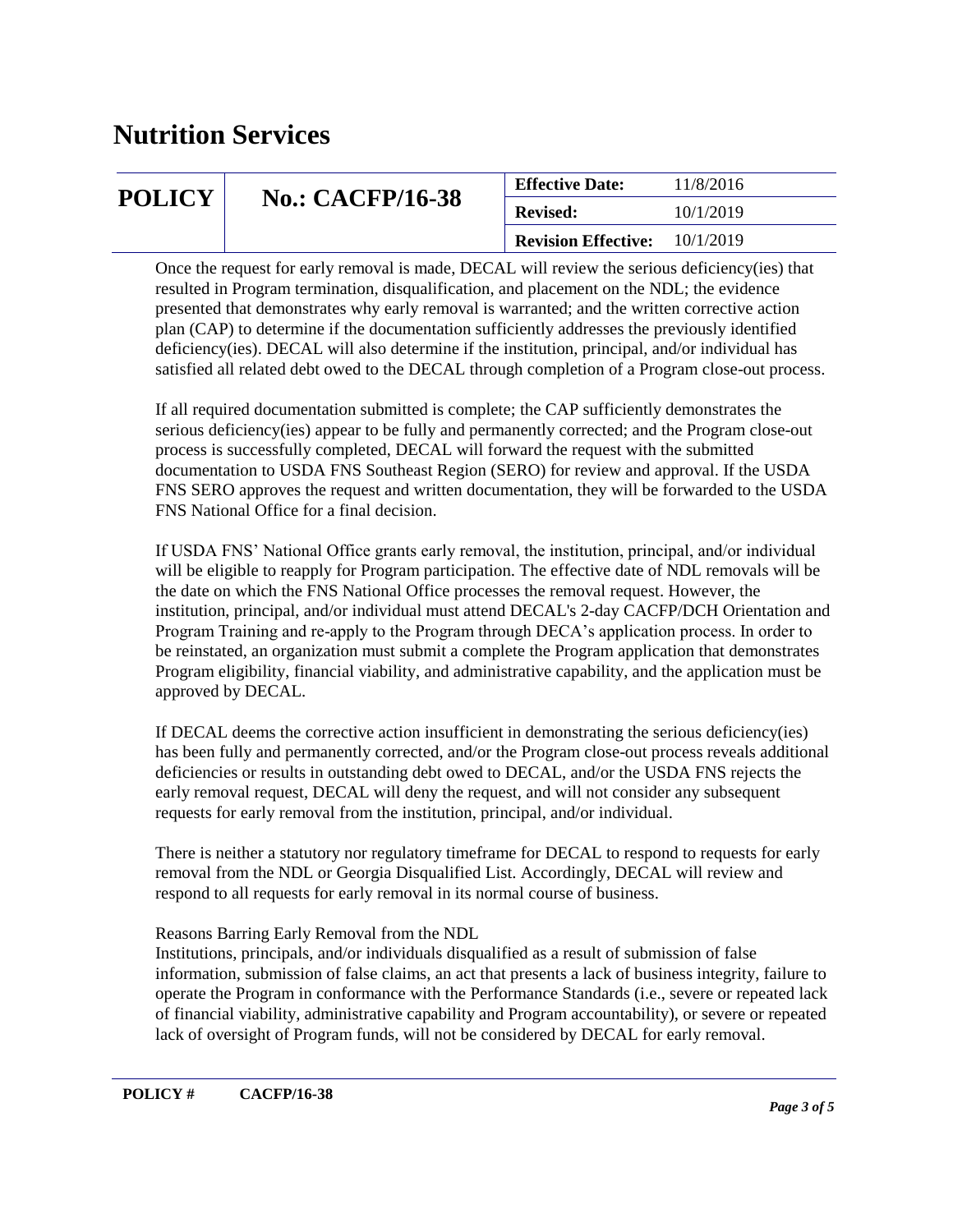Once the request for early removal is made, DECAL will review the serious deficiency(ies) that resulted in Program termination, disqualification, and placement on the NDL; the evidence presented that demonstrates why early removal is warranted; and the written corrective action plan (CAP) to determine if the documentation sufficiently addresses the previously identified deficiency(ies). DECAL will also determine if the institution, principal, and/or individual has satisfied all related debt owed to the DECAL through completion of a Program close-out process.

If all required documentation submitted is complete; the CAP sufficiently demonstrates the serious deficiency(ies) appear to be fully and permanently corrected; and the Program close-out process is successfully completed, DECAL will forward the request with the submitted documentation to USDA FNS Southeast Region (SERO) for review and approval. If the USDA FNS SERO approves the request and written documentation, they will be forwarded to the USDA FNS National Office for a final decision.

If USDA FNS' National Office grants early removal, the institution, principal, and/or individual will be eligible to reapply for Program participation. The effective date of NDL removals will be the date on which the FNS National Office processes the removal request. However, the institution, principal, and/or individual must attend DECAL's 2-day CACFP/DCH Orientation and Program Training and re-apply to the Program through DECA's application process. In order to be reinstated, an organization must submit a complete the Program application that demonstrates Program eligibility, financial viability, and administrative capability, and the application must be approved by DECAL.

If DECAL deems the corrective action insufficient in demonstrating the serious deficiency(ies) has been fully and permanently corrected, and/or the Program close-out process reveals additional deficiencies or results in outstanding debt owed to DECAL, and/or the USDA FNS rejects the early removal request, DECAL will deny the request, and will not consider any subsequent requests for early removal from the institution, principal, and/or individual.

There is neither a statutory nor regulatory timeframe for DECAL to respond to requests for early removal from the NDL or Georgia Disqualified List. Accordingly, DECAL will review and respond to all requests for early removal in its normal course of business.

Reasons Barring Early Removal from the NDL

Institutions, principals, and/or individuals disqualified as a result of submission of false information, submission of false claims, an act that presents a lack of business integrity, failure to operate the Program in conformance with the Performance Standards (i.e., severe or repeated lack of financial viability, administrative capability and Program accountability), or severe or repeated lack of oversight of Program funds, will not be considered by DECAL for early removal.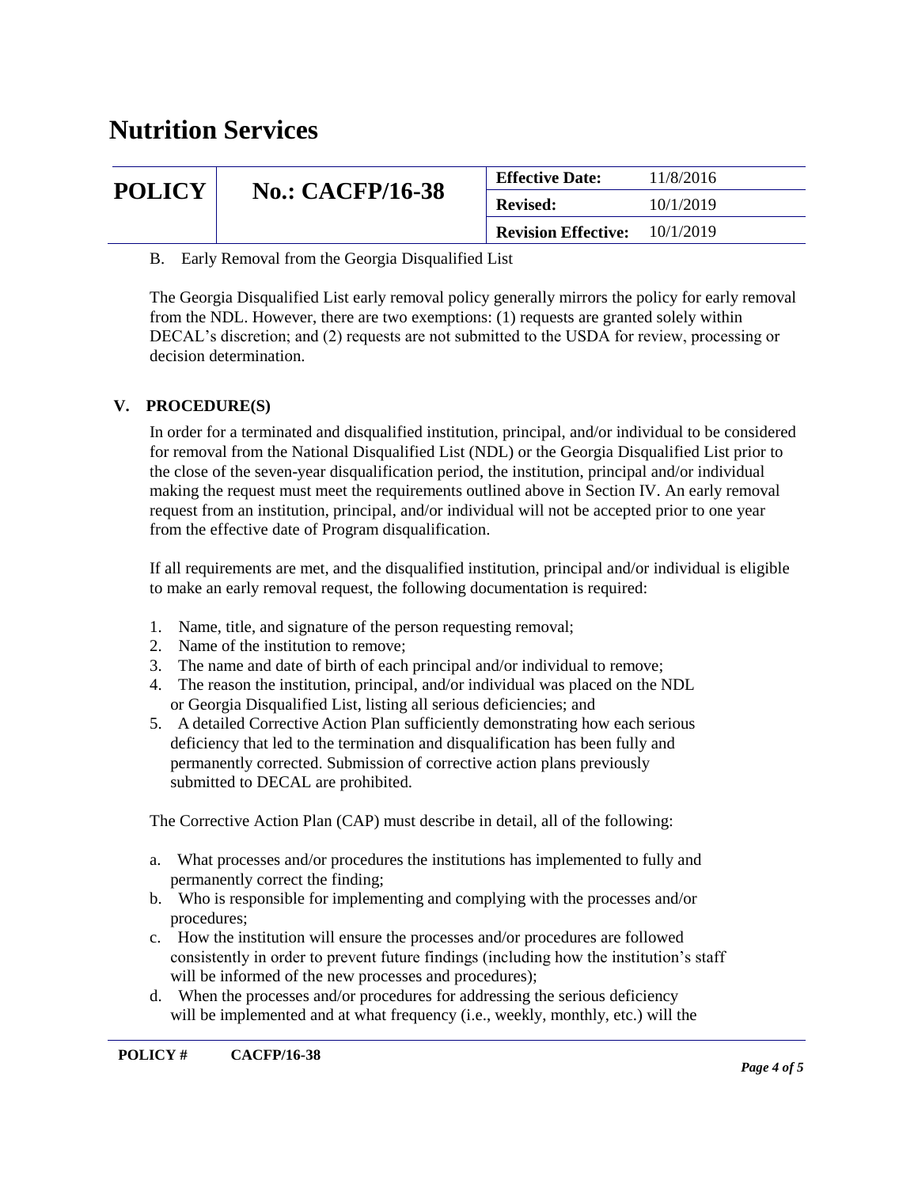B. Early Removal from the Georgia Disqualified List

The Georgia Disqualified List early removal policy generally mirrors the policy for early removal from the NDL. However, there are two exemptions: (1) requests are granted solely within DECAL's discretion; and (2) requests are not submitted to the USDA for review, processing or decision determination.

## V. PROCEDURE(S)

In order for a terminated and disqualified institution, principal, and/or individual to be considered for removal from the National Disqualified List (NDL) or the Georgia Disqualified List prior to the close of the seven-year disqualification period, the institution, principal and/or individual making the request must meet the requirements outlined above in Section IV. An early removal request from an institution, principal, and/or individual will not be accepted prior to one year from the effective date of Program disqualification.

If all requirements are met, and the disqualified institution, principal and/or individual is eligible to make an early removal request, the following documentation is required:

1. Name, title, and signature of the person requesting removal;
2. Name of the institution to remove;
3. The name and date of birth of each principal and/or individual to remove;
4. The reason the institution, principal, and/or individual was placed on the NDL or Georgia Disqualified List, listing all serious deficiencies; and
5. A detailed Corrective Action Plan sufficiently demonstrating how each serious deficiency that led to the termination and disqualification has been fully and permanently corrected. Submission of corrective action plans previously submitted to DECAL are prohibited.

The Corrective Action Plan (CAP) must describe in detail, all of the following:

a. What processes and/or procedures the institutions has implemented to fully and permanently correct the finding;
b. Who is responsible for implementing and complying with the processes and/or procedures;
c. How the institution will ensure the processes and/or procedures are followed consistently in order to prevent future findings (including how the institution's staff will be informed of the new processes and procedures);
d. When the processes and/or procedures for addressing the serious deficiency will be implemented and at what frequency (i.e., weekly, monthly, etc.) will the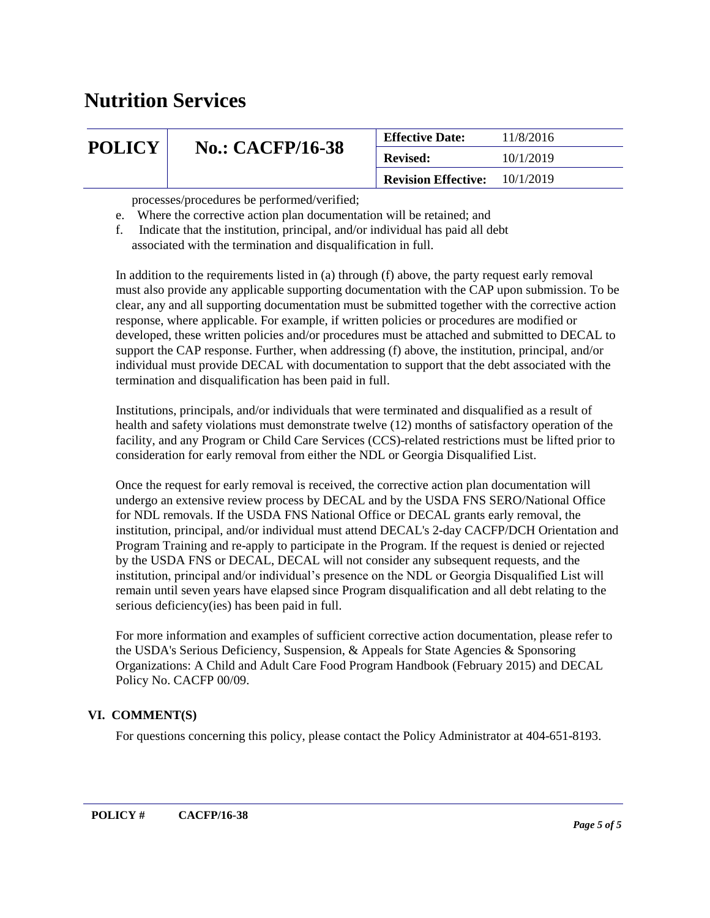processes/procedures be performed/verified;

e. Where the corrective action plan documentation will be retained; and
f. Indicate that the institution, principal, and/or individual has paid all debt associated with the termination and disqualification in full.

In addition to the requirements listed in (a) through (f) above, the party request early removal must also provide any applicable supporting documentation with the CAP upon submission. To be clear, any and all supporting documentation must be submitted together with the corrective action response, where applicable. For example, if written policies or procedures are modified or developed, these written policies and/or procedures must be attached and submitted to DECAL to support the CAP response. Further, when addressing (f) above, the institution, principal, and/or individual must provide DECAL with documentation to support that the debt associated with the termination and disqualification has been paid in full.

Institutions, principals, and/or individuals that were terminated and disqualified as a result of health and safety violations must demonstrate twelve (12) months of satisfactory operation of the facility, and any Program or Child Care Services (CCS)-related restrictions must be lifted prior to consideration for early removal from either the NDL or Georgia Disqualified List.

Once the request for early removal is received, the corrective action plan documentation will undergo an extensive review process by DECAL and by the USDA FNS SERO/National Office for NDL removals. If the USDA FNS National Office or DECAL grants early removal, the institution, principal, and/or individual must attend DECAL's 2-day CACFP/DCH Orientation and Program Training and re-apply to participate in the Program. If the request is denied or rejected by the USDA FNS or DECAL, DECAL will not consider any subsequent requests, and the institution, principal and/or individual's presence on the NDL or Georgia Disqualified List will remain until seven years have elapsed since Program disqualification and all debt relating to the serious deficiency(ies) has been paid in full.

For more information and examples of sufficient corrective action documentation, please refer to the USDA's Serious Deficiency, Suspension, & Appeals for State Agencies & Sponsoring Organizations: A Child and Adult Care Food Program Handbook (February 2015) and DECAL Policy No. CACFP 00/09.

## VI. COMMENT(S)

For questions concerning this policy, please contact the Policy Administrator at 404-651-8193.